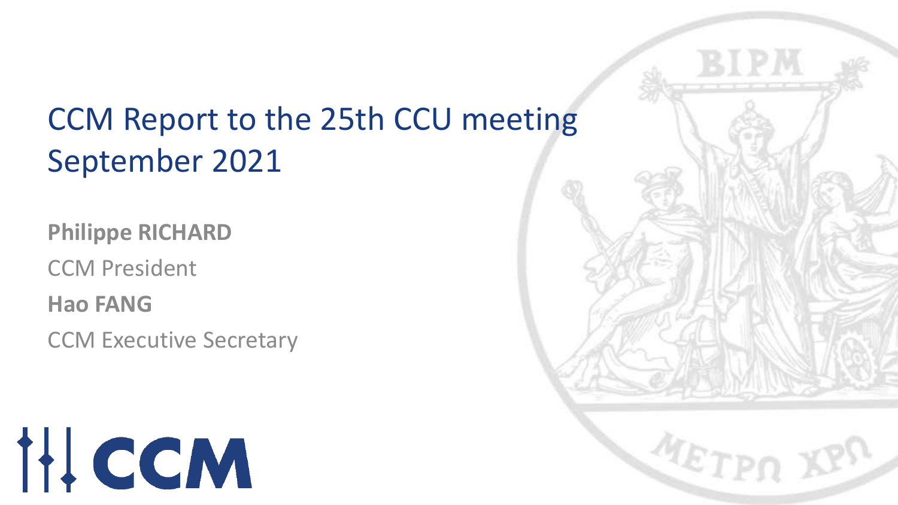# CCM Report to the 25th CCU meeting September 2021

**Philippe RICHARD**

CCM President

**Hao FANG**

CCM Executive Secretary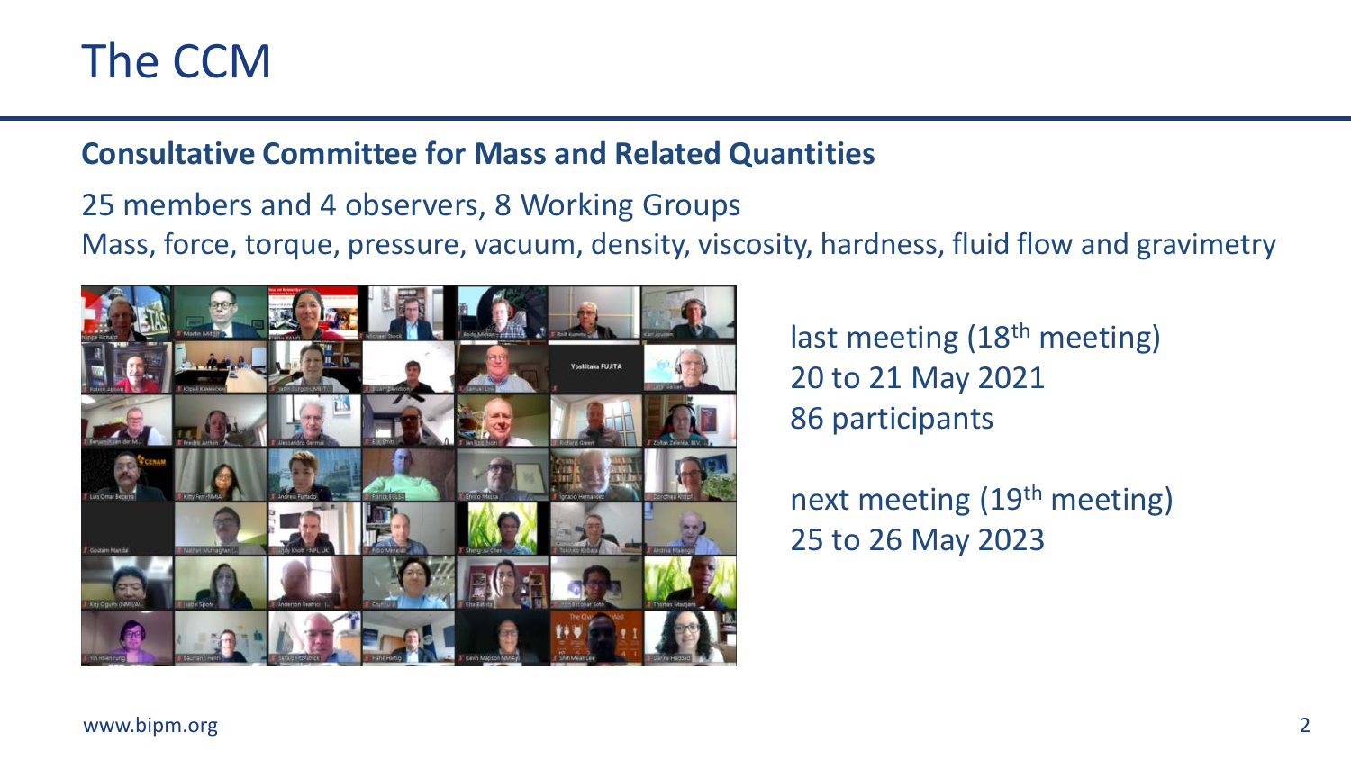# The CCM

**Consultative Committee for Mass and Related Quantities**

25 members and 4 observers, 8 Working Groups

Mass, force, torque, pressure, vacuum, density, viscosity, hardness, fluid flow and gravimetry

last meeting (18th meeting)
20 to 21 May 2021
86 participants

next meeting (19th meeting)
25 to 26 May 2023

www.bipm.org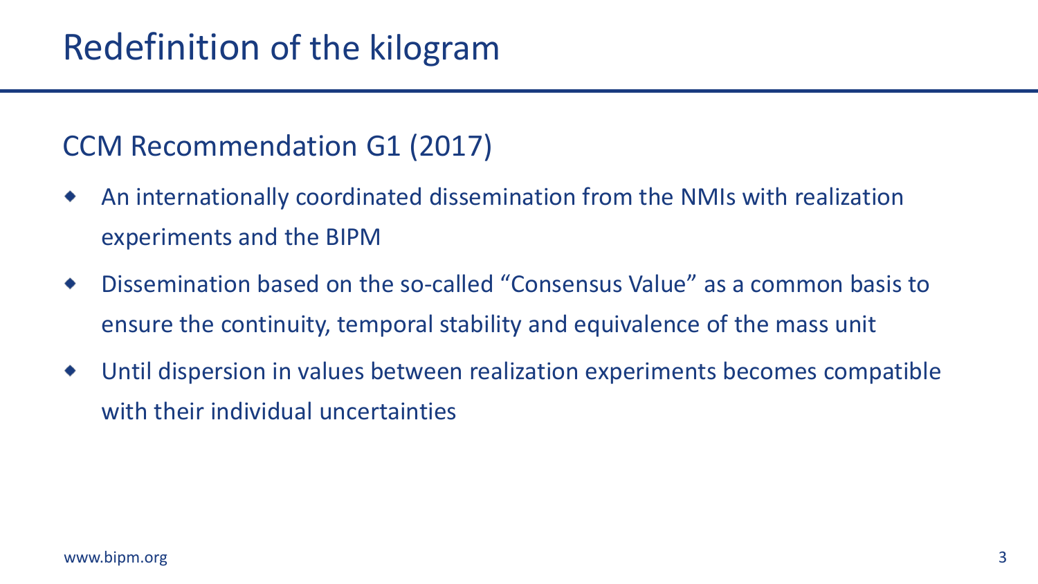# Redefinition of the kilogram

## CCM Recommendation G1 (2017)

- An internationally coordinated dissemination from the NMIs with realization experiments and the BIPM
- Dissemination based on the so-called "Consensus Value" as a common basis to ensure the continuity, temporal stability and equivalence of the mass unit
- Until dispersion in values between realization experiments becomes compatible with their individual uncertainties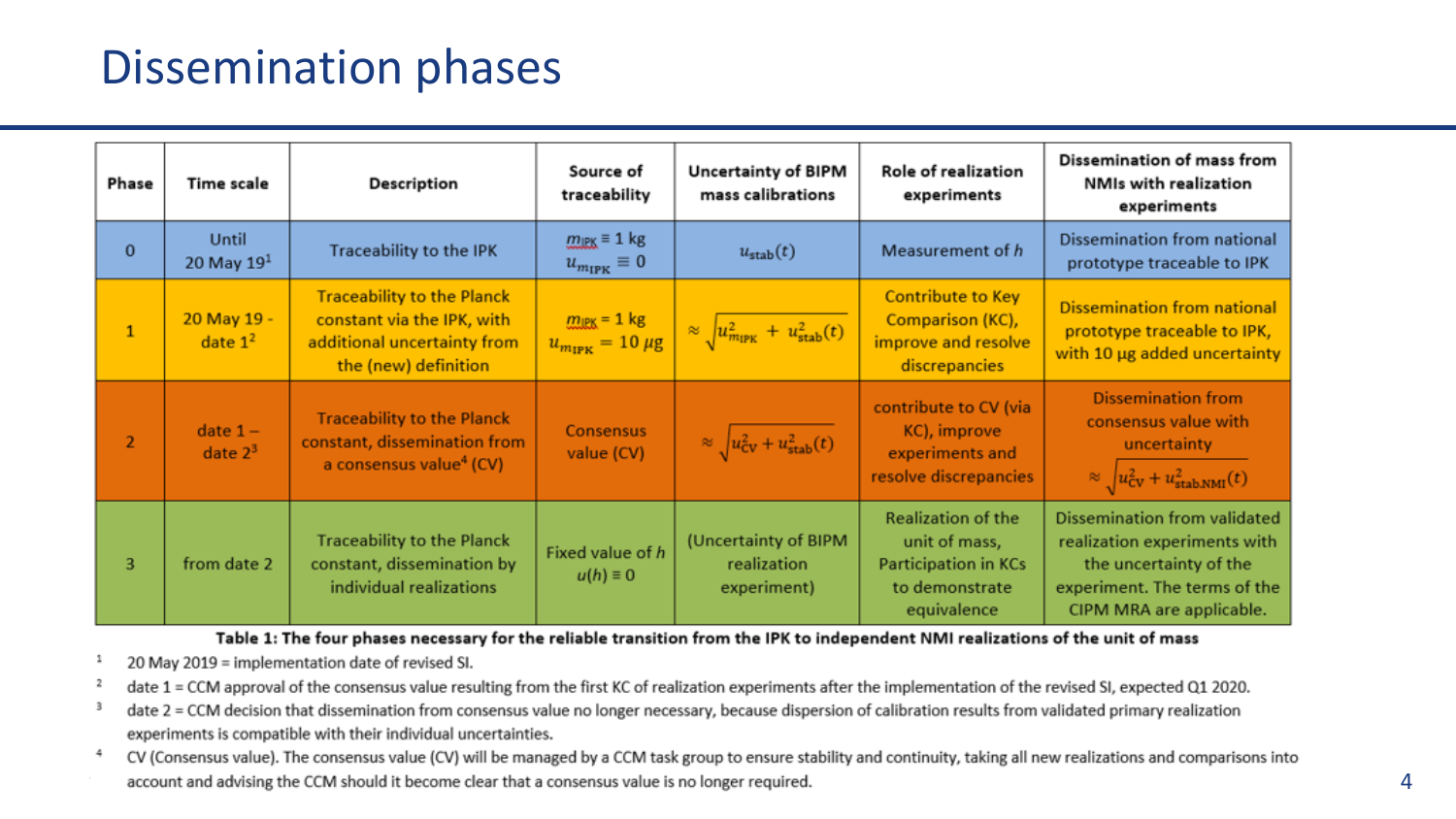# Dissemination phases

| Phase | Time scale | Description | Source of traceability | Uncertainty of BIPM mass calibrations | Role of realization experiments | Dissemination of mass from NMIs with realization experiments |
|---|---|---|---|---|---|---|
| 0 | Until 20 May 19[1] | Traceability to the IPK | $m_{\mathrm{IPK}} \equiv 1$ kg $u_{m_{\mathrm{IPK}}} \equiv 0$ | $u_{\mathrm{stab}}(t)$ | Measurement of $h$ | Dissemination from national prototype traceable to IPK |
| 1 | 20 May 19 - date 1[2] | Traceability to the Planck constant via the IPK, with additional uncertainty from the (new) definition | $m_{\mathrm{IPK}} = 1$ kg $u_{m_{\mathrm{IPK}}} = 10\ \mu\mathrm{g}$ | $\approx \sqrt{u^2_{m_{\mathrm{IPK}}} + u^2_{\mathrm{stab}}(t)}$ | Contribute to Key Comparison (KC), improve and resolve discrepancies | Dissemination from national prototype traceable to IPK, with 10 µg added uncertainty |
| 2 | date 1 – date 2[3] | Traceability to the Planck constant, dissemination from a consensus value[4] (CV) | Consensus value (CV) | $\approx \sqrt{u^2_{\mathrm{CV}} + u^2_{\mathrm{stab}}(t)}$ | contribute to CV (via KC), improve experiments and resolve discrepancies | Dissemination from consensus value with uncertainty $\approx \sqrt{u^2_{\mathrm{CV}} + u^2_{\mathrm{stab.NMI}}(t)}$ |
| 3 | from date 2 | Traceability to the Planck constant, dissemination by individual realizations | Fixed value of $h$ $u(h) \equiv 0$ | (Uncertainty of BIPM realization experiment) | Realization of the unit of mass, Participation in KCs to demonstrate equivalence | Dissemination from validated realization experiments with the uncertainty of the experiment. The terms of the CIPM MRA are applicable. |

**Table 1: The four phases necessary for the reliable transition from the IPK to independent NMI realizations of the unit of mass**

[1] 20 May 2019 = implementation date of revised SI.

[2] date 1 = CCM approval of the consensus value resulting from the first KC of realization experiments after the implementation of the revised SI, expected Q1 2020.

[3] date 2 = CCM decision that dissemination from consensus value no longer necessary, because dispersion of calibration results from validated primary realization experiments is compatible with their individual uncertainties.

[4] CV (Consensus value). The consensus value (CV) will be managed by a CCM task group to ensure stability and continuity, taking all new realizations and comparisons into account and advising the CCM should it become clear that a consensus value is no longer required.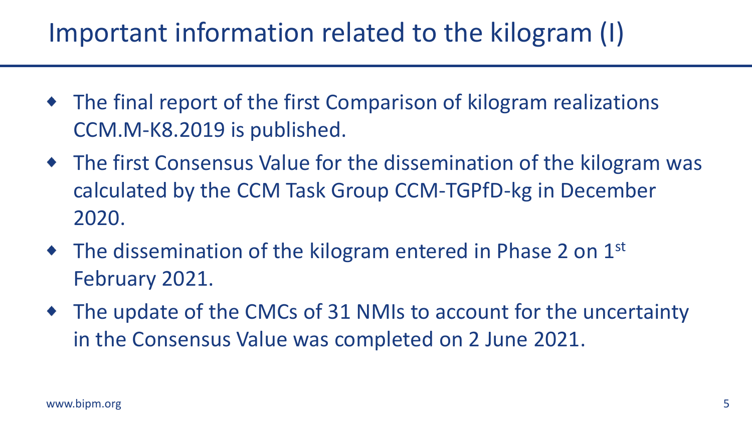# Important information related to the kilogram (I)

- The final report of the first Comparison of kilogram realizations CCM.M-K8.2019 is published.
- The first Consensus Value for the dissemination of the kilogram was calculated by the CCM Task Group CCM-TGPfD-kg in December 2020.
- The dissemination of the kilogram entered in Phase 2 on 1st February 2021.
- The update of the CMCs of 31 NMIs to account for the uncertainty in the Consensus Value was completed on 2 June 2021.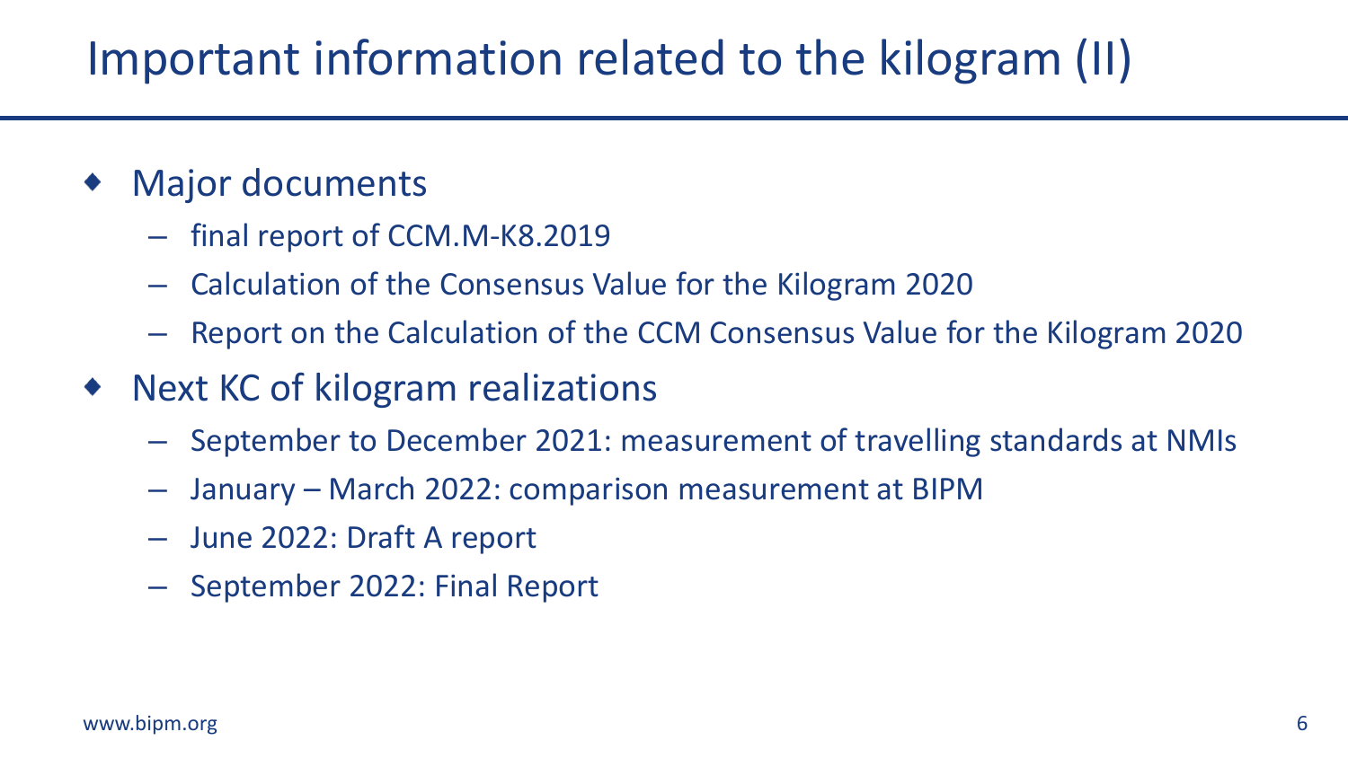# Important information related to the kilogram (II)

- Major documents
  - final report of CCM.M-K8.2019
  - Calculation of the Consensus Value for the Kilogram 2020
  - Report on the Calculation of the CCM Consensus Value for the Kilogram 2020
- Next KC of kilogram realizations
  - September to December 2021: measurement of travelling standards at NMIs
  - January – March 2022: comparison measurement at BIPM
  - June 2022: Draft A report
  - September 2022: Final Report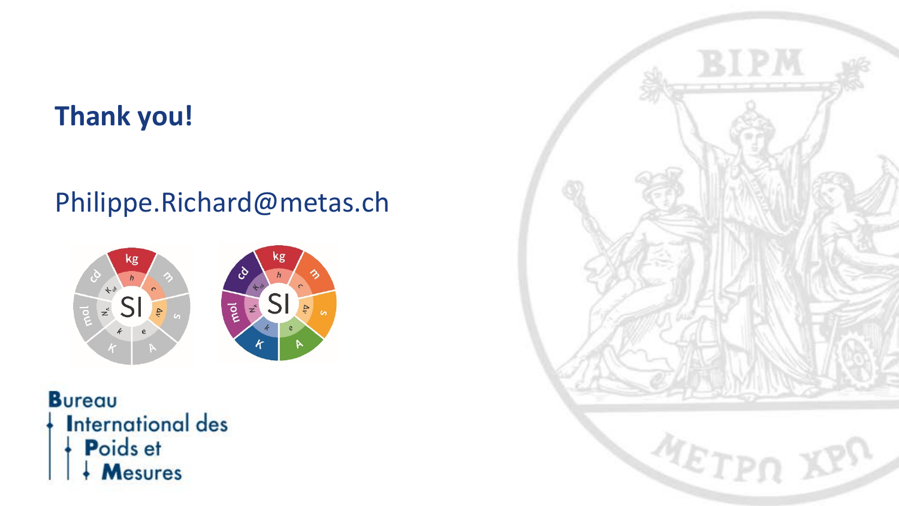**Thank you!**

Philippe.Richard@metas.ch

Bureau International des Poids et Mesures